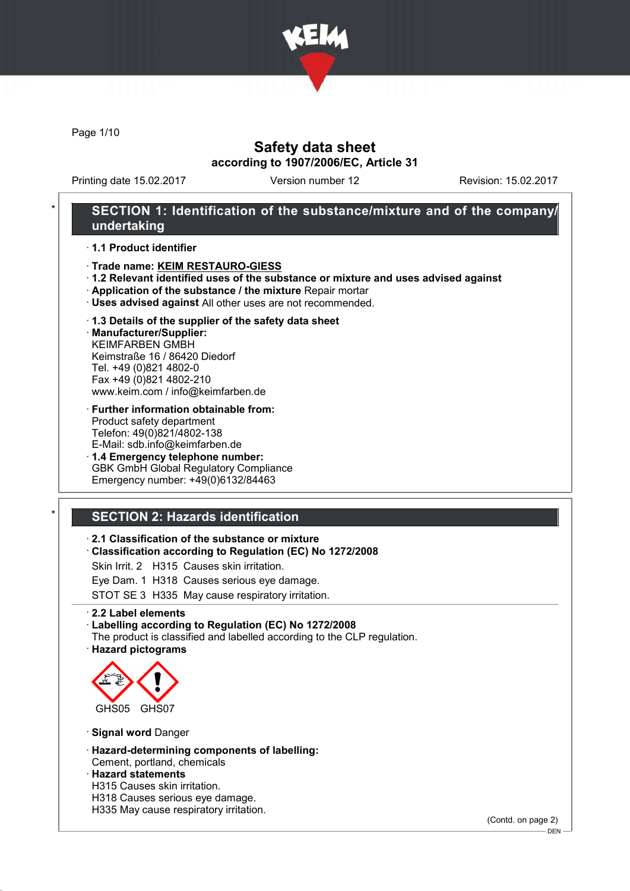# Safety data sheet

**according to 1907/2006/EC, Article 31**

Printing date 15.02.2017 Version number 12 Revision: 15.02.2017

## SECTION 1: Identification of the substance/mixture and of the company/undertaking

· **1.1 Product identifier**

· **Trade name: KEIM RESTAURO-GIESS**

· **1.2 Relevant identified uses of the substance or mixture and uses advised against**

· **Application of the substance / the mixture** Repair mortar

· **Uses advised against** All other uses are not recommended.

· **1.3 Details of the supplier of the safety data sheet**

· **Manufacturer/Supplier:**
KEIMFARBEN GMBH
Keimstraße 16 / 86420 Diedorf
Tel. +49 (0)821 4802-0
Fax +49 (0)821 4802-210
www.keim.com / info@keimfarben.de

· **Further information obtainable from:**
Product safety department
Telefon: 49(0)821/4802-138
E-Mail: sdb.info@keimfarben.de

· **1.4 Emergency telephone number:**
GBK GmbH Global Regulatory Compliance
Emergency number: +49(0)6132/84463

## SECTION 2: Hazards identification

· **2.1 Classification of the substance or mixture**

· **Classification according to Regulation (EC) No 1272/2008**

Skin Irrit. 2 H315 Causes skin irritation.

Eye Dam. 1 H318 Causes serious eye damage.

STOT SE 3 H335 May cause respiratory irritation.

· **2.2 Label elements**

· **Labelling according to Regulation (EC) No 1272/2008**
The product is classified and labelled according to the CLP regulation.

· **Hazard pictograms**

GHS05 GHS07

· **Signal word** Danger

· **Hazard-determining components of labelling:**
Cement, portland, chemicals

· **Hazard statements**
H315 Causes skin irritation.
H318 Causes serious eye damage.
H335 May cause respiratory irritation.

(Contd. on page 2)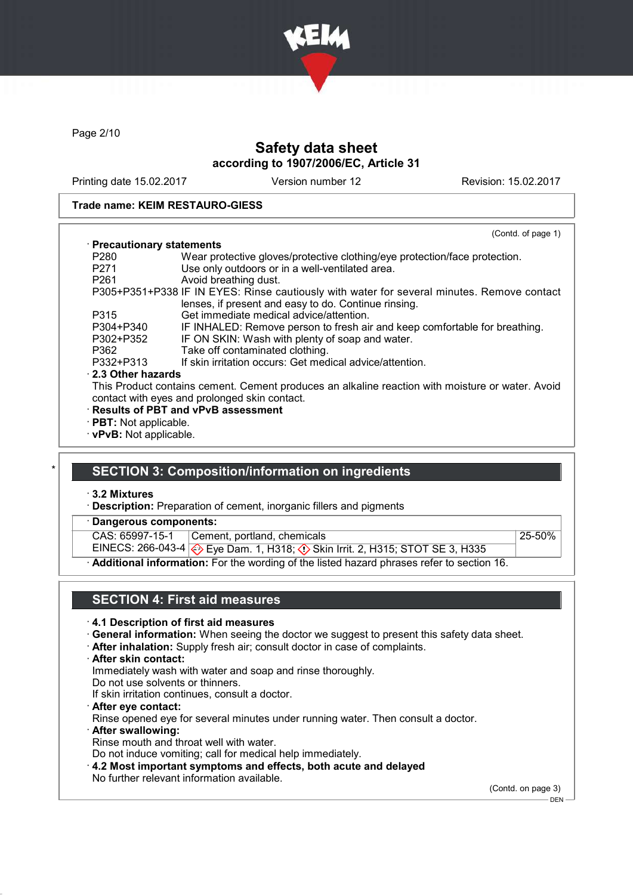**Trade name: KEIM RESTAURO-GIESS**

(Contd. of page 1)

· **Precautionary statements**

| | |
|---|---|
| P280 | Wear protective gloves/protective clothing/eye protection/face protection. |
| P271 | Use only outdoors or in a well-ventilated area. |
| P261 | Avoid breathing dust. |
| P305+P351+P338 | IF IN EYES: Rinse cautiously with water for several minutes. Remove contact lenses, if present and easy to do. Continue rinsing. |
| P315 | Get immediate medical advice/attention. |
| P304+P340 | IF INHALED: Remove person to fresh air and keep comfortable for breathing. |
| P302+P352 | IF ON SKIN: Wash with plenty of soap and water. |
| P362 | Take off contaminated clothing. |
| P332+P313 | If skin irritation occurs: Get medical advice/attention. |

· **2.3 Other hazards**

This Product contains cement. Cement produces an alkaline reaction with moisture or water. Avoid contact with eyes and prolonged skin contact.

· **Results of PBT and vPvB assessment**

· **PBT:** Not applicable.

· **vPvB:** Not applicable.

## SECTION 3: Composition/information on ingredients

· **3.2 Mixtures**

· **Description:** Preparation of cement, inorganic fillers and pigments

· **Dangerous components:**

| | | |
|---|---|---|
| CAS: 65997-15-1<br>EINECS: 266-043-4 | Cement, portland, chemicals<br>Eye Dam. 1, H318; Skin Irrit. 2, H315; STOT SE 3, H335 | 25-50% |

· **Additional information:** For the wording of the listed hazard phrases refer to section 16.

## SECTION 4: First aid measures

· **4.1 Description of first aid measures**

· **General information:** When seeing the doctor we suggest to present this safety data sheet.

· **After inhalation:** Supply fresh air; consult doctor in case of complaints.

· **After skin contact:**

Immediately wash with water and soap and rinse thoroughly.
Do not use solvents or thinners.
If skin irritation continues, consult a doctor.

· **After eye contact:**

Rinse opened eye for several minutes under running water. Then consult a doctor.

· **After swallowing:**

Rinse mouth and throat well with water.
Do not induce vomiting; call for medical help immediately.

· **4.2 Most important symptoms and effects, both acute and delayed**

No further relevant information available.

(Contd. on page 3)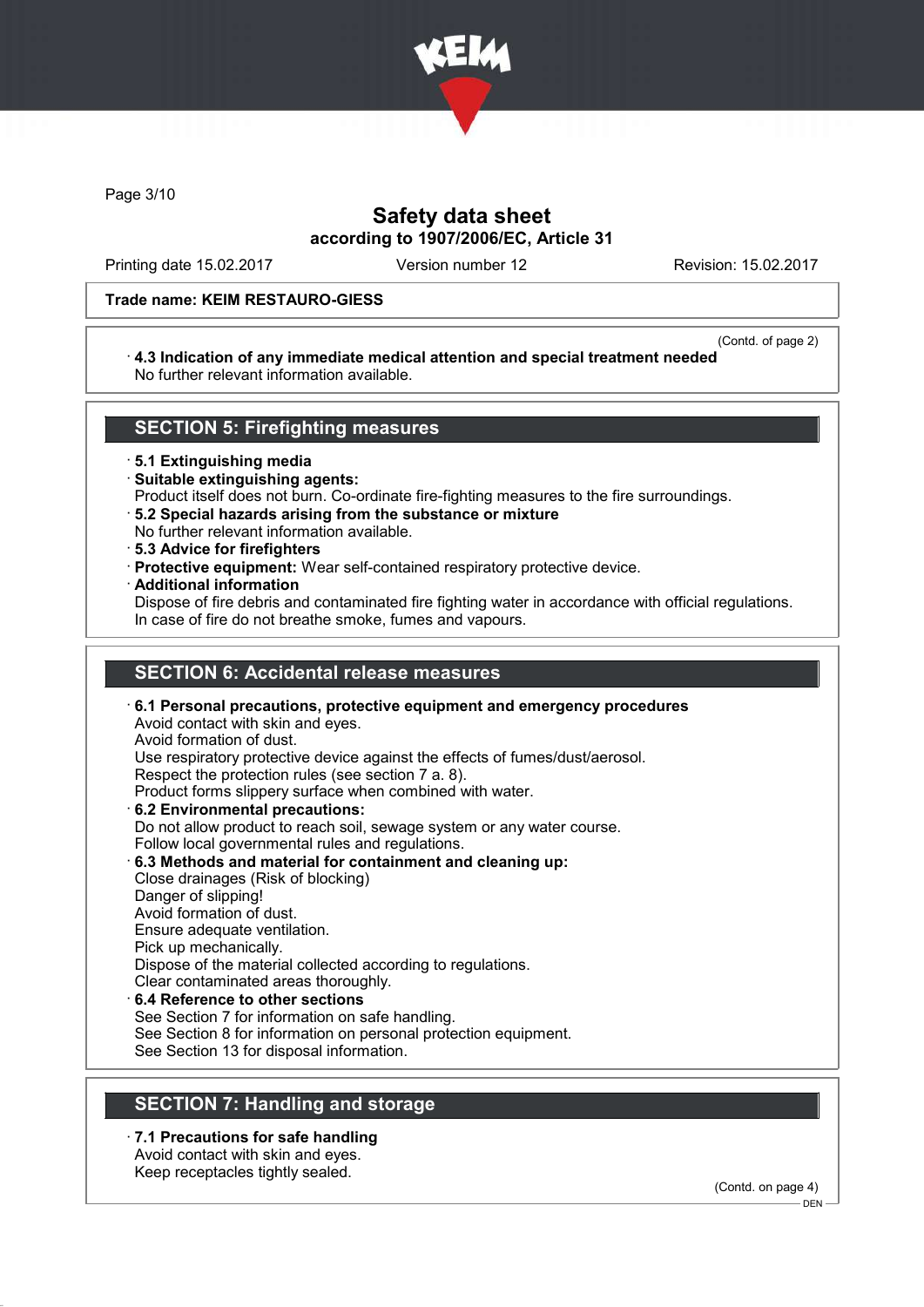Trade name: KEIM RESTAURO-GIESS

(Contd. of page 2)

· **4.3 Indication of any immediate medical attention and special treatment needed**
No further relevant information available.

## SECTION 5: Firefighting measures

· **5.1 Extinguishing media**
· **Suitable extinguishing agents:**
Product itself does not burn. Co-ordinate fire-fighting measures to the fire surroundings.
· **5.2 Special hazards arising from the substance or mixture**
No further relevant information available.
· **5.3 Advice for firefighters**
· **Protective equipment:** Wear self-contained respiratory protective device.
· **Additional information**
Dispose of fire debris and contaminated fire fighting water in accordance with official regulations.
In case of fire do not breathe smoke, fumes and vapours.

## SECTION 6: Accidental release measures

· **6.1 Personal precautions, protective equipment and emergency procedures**
Avoid contact with skin and eyes.
Avoid formation of dust.
Use respiratory protective device against the effects of fumes/dust/aerosol.
Respect the protection rules (see section 7 a. 8).
Product forms slippery surface when combined with water.
· **6.2 Environmental precautions:**
Do not allow product to reach soil, sewage system or any water course.
Follow local governmental rules and regulations.
· **6.3 Methods and material for containment and cleaning up:**
Close drainages (Risk of blocking)
Danger of slipping!
Avoid formation of dust.
Ensure adequate ventilation.
Pick up mechanically.
Dispose of the material collected according to regulations.
Clear contaminated areas thoroughly.
· **6.4 Reference to other sections**
See Section 7 for information on safe handling.
See Section 8 for information on personal protection equipment.
See Section 13 for disposal information.

## SECTION 7: Handling and storage

· **7.1 Precautions for safe handling**
Avoid contact with skin and eyes.
Keep receptacles tightly sealed.

(Contd. on page 4)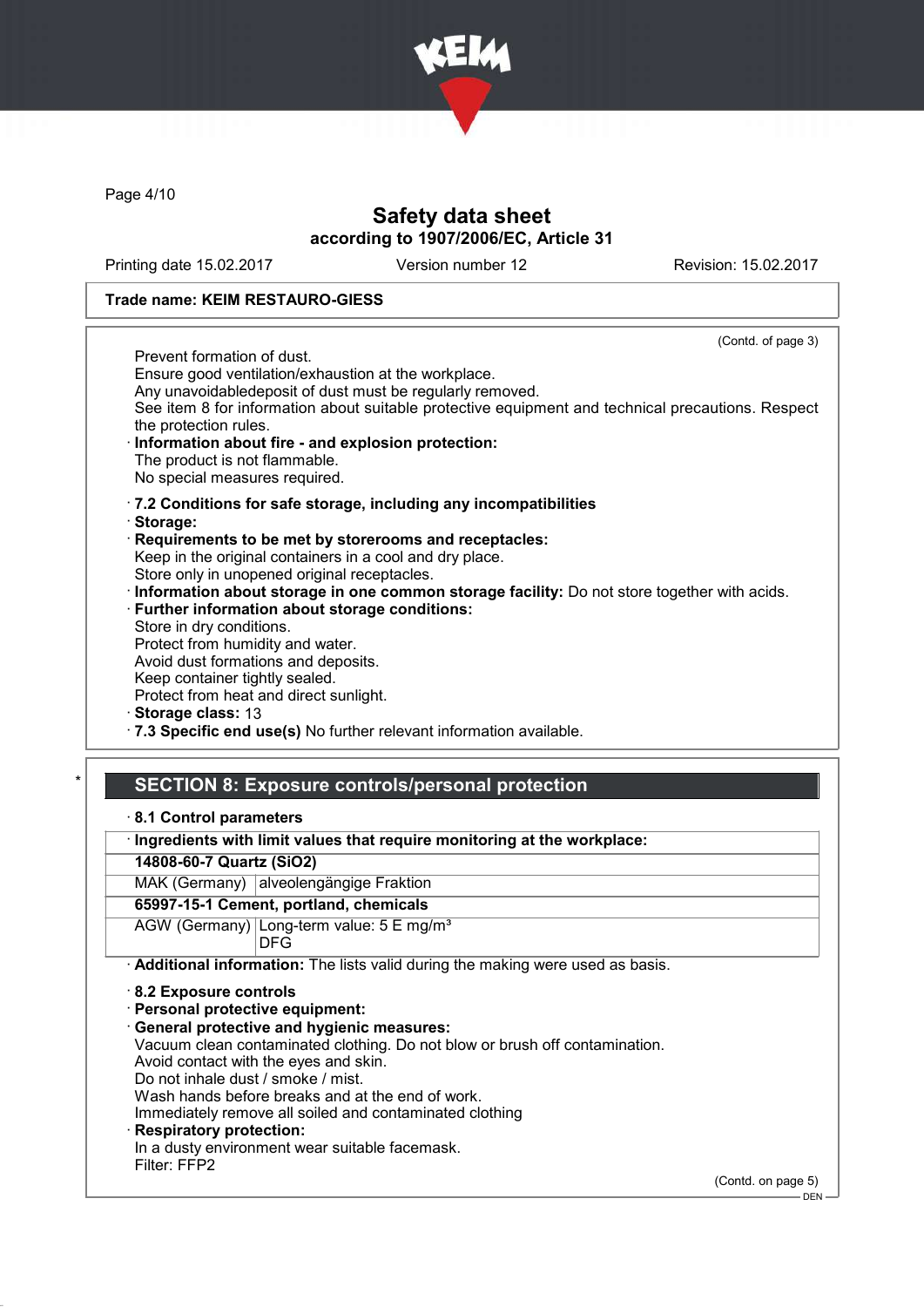**Trade name: KEIM RESTAURO-GIESS**

(Contd. of page 3)

Prevent formation of dust.
Ensure good ventilation/exhaustion at the workplace.
Any unavoidabledeposit of dust must be regularly removed.
See item 8 for information about suitable protective equipment and technical precautions. Respect the protection rules.

· **Information about fire - and explosion protection:**
The product is not flammable.
No special measures required.

· **7.2 Conditions for safe storage, including any incompatibilities**
· **Storage:**
· **Requirements to be met by storerooms and receptacles:**
Keep in the original containers in a cool and dry place.
Store only in unopened original receptacles.
· **Information about storage in one common storage facility:** Do not store together with acids.
· **Further information about storage conditions:**
Store in dry conditions.
Protect from humidity and water.
Avoid dust formations and deposits.
Keep container tightly sealed.
Protect from heat and direct sunlight.
· **Storage class:** 13
· **7.3 Specific end use(s)** No further relevant information available.

\*

## SECTION 8: Exposure controls/personal protection

· **8.1 Control parameters**

| · Ingredients with limit values that require monitoring at the workplace: | |
|---|---|
| **14808-60-7 Quartz (SiO2)** | |
| MAK (Germany) | alveolengängige Fraktion |
| **65997-15-1 Cement, portland, chemicals** | |
| AGW (Germany) | Long-term value: 5 E mg/m³<br>DFG |

· **Additional information:** The lists valid during the making were used as basis.

· **8.2 Exposure controls**
· **Personal protective equipment:**
· **General protective and hygienic measures:**
Vacuum clean contaminated clothing. Do not blow or brush off contamination.
Avoid contact with the eyes and skin.
Do not inhale dust / smoke / mist.
Wash hands before breaks and at the end of work.
Immediately remove all soiled and contaminated clothing
· **Respiratory protection:**
In a dusty environment wear suitable facemask.
Filter: FFP2

(Contd. on page 5)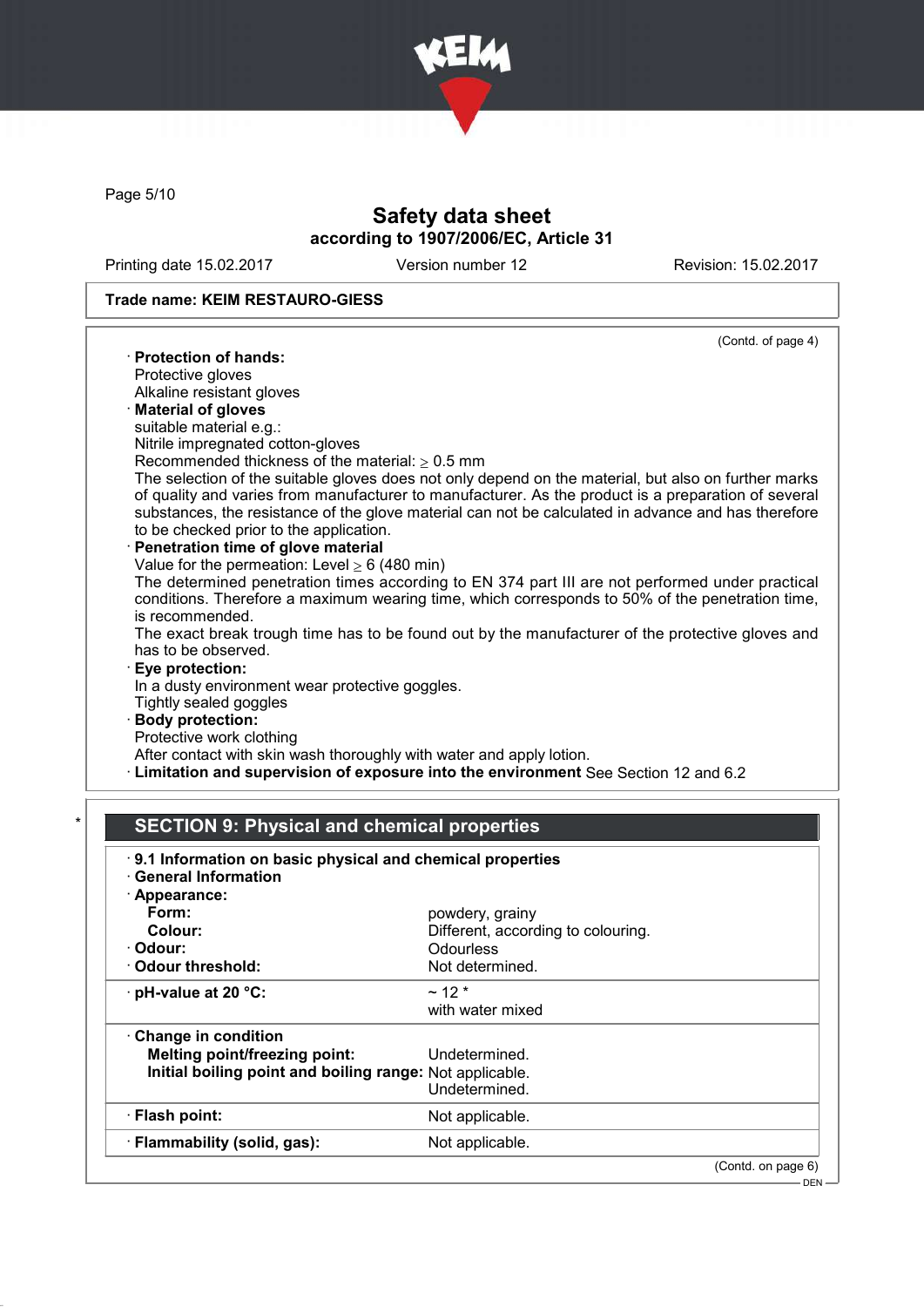**Trade name: KEIM RESTAURO-GIESS**

(Contd. of page 4)

· **Protection of hands:**
Protective gloves
Alkaline resistant gloves

· **Material of gloves**
suitable material e.g.:
Nitrile impregnated cotton-gloves
Recommended thickness of the material: ≥ 0.5 mm
The selection of the suitable gloves does not only depend on the material, but also on further marks of quality and varies from manufacturer to manufacturer. As the product is a preparation of several substances, the resistance of the glove material can not be calculated in advance and has therefore to be checked prior to the application.

· **Penetration time of glove material**
Value for the permeation: Level ≥ 6 (480 min)
The determined penetration times according to EN 374 part III are not performed under practical conditions. Therefore a maximum wearing time, which corresponds to 50% of the penetration time, is recommended.
The exact break trough time has to be found out by the manufacturer of the protective gloves and has to be observed.

· **Eye protection:**
In a dusty environment wear protective goggles.
Tightly sealed goggles

· **Body protection:**
Protective work clothing
After contact with skin wash thoroughly with water and apply lotion.

· **Limitation and supervision of exposure into the environment** See Section 12 and 6.2

## * SECTION 9: Physical and chemical properties

· **9.1 Information on basic physical and chemical properties**
· **General Information**

| | |
|---|---|
| · **Appearance:** | |
| **Form:** | powdery, grainy |
| **Colour:** | Different, according to colouring. |
| · **Odour:** | Odourless |
| · **Odour threshold:** | Not determined. |
| · **pH-value at 20 °C:** | ~ 12 *<br>with water mixed |
| · **Change in condition** | |
| **Melting point/freezing point:** | Undetermined. |
| **Initial boiling point and boiling range:** | Not applicable.<br>Undetermined. |
| · **Flash point:** | Not applicable. |
| · **Flammability (solid, gas):** | Not applicable. |

(Contd. on page 6)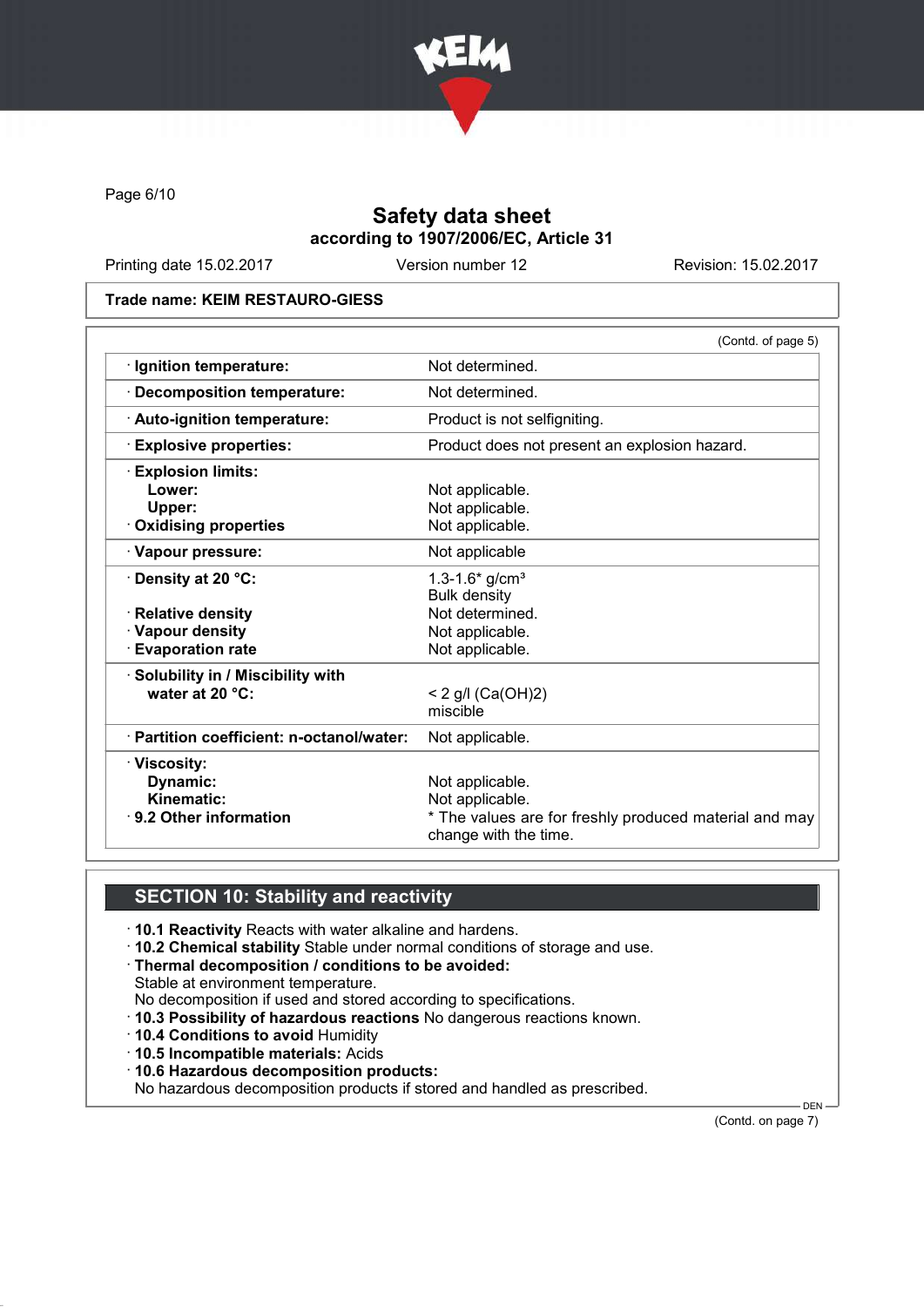Trade name: KEIM RESTAURO-GIESS

(Contd. of page 5)

| | |
|---|---|
| · **Ignition temperature:** | Not determined. |
| · **Decomposition temperature:** | Not determined. |
| · **Auto-ignition temperature:** | Product is not selfigniting. |
| · **Explosive properties:** | Product does not present an explosion hazard. |
| · **Explosion limits:** | |
| **Lower:** | Not applicable. |
| **Upper:** | Not applicable. |
| · **Oxidising properties** | Not applicable. |
| · **Vapour pressure:** | Not applicable |
| · **Density at 20 °C:** | 1.3-1.6* g/cm³ Bulk density |
| · **Relative density** | Not determined. |
| · **Vapour density** | Not applicable. |
| · **Evaporation rate** | Not applicable. |
| · **Solubility in / Miscibility with water at 20 °C:** | < 2 g/l ($Ca(OH)_2$) miscible |
| · **Partition coefficient: n-octanol/water:** | Not applicable. |
| · **Viscosity:** | |
| **Dynamic:** | Not applicable. |
| **Kinematic:** | Not applicable. |
| · **9.2 Other information** | * The values are for freshly produced material and may change with the time. |

## SECTION 10: Stability and reactivity

· **10.1 Reactivity** Reacts with water alkaline and hardens.
· **10.2 Chemical stability** Stable under normal conditions of storage and use.
· **Thermal decomposition / conditions to be avoided:**
Stable at environment temperature.
No decomposition if used and stored according to specifications.
· **10.3 Possibility of hazardous reactions** No dangerous reactions known.
· **10.4 Conditions to avoid** Humidity
· **10.5 Incompatible materials:** Acids
· **10.6 Hazardous decomposition products:**
No hazardous decomposition products if stored and handled as prescribed.

(Contd. on page 7)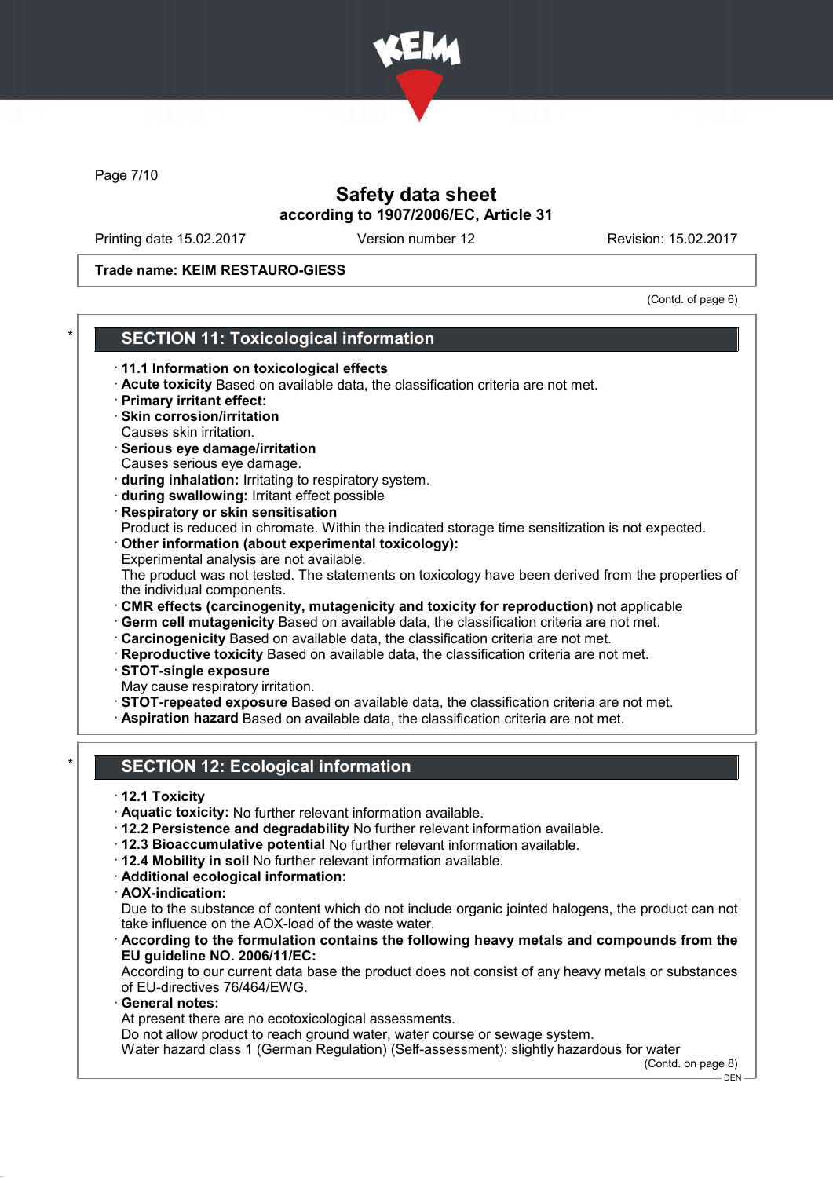# Safety data sheet
## according to 1907/2006/EC, Article 31

Printing date 15.02.2017 | Version number 12 | Revision: 15.02.2017

**Trade name: KEIM RESTAURO-GIESS**

(Contd. of page 6)

## * SECTION 11: Toxicological information

- **11.1 Information on toxicological effects**
- **Acute toxicity** Based on available data, the classification criteria are not met.
- **Primary irritant effect:**
- **Skin corrosion/irritation**
  Causes skin irritation.
- **Serious eye damage/irritation**
  Causes serious eye damage.
- **during inhalation:** Irritating to respiratory system.
- **during swallowing:** Irritant effect possible
- **Respiratory or skin sensitisation**
  Product is reduced in chromate. Within the indicated storage time sensitization is not expected.
- **Other information (about experimental toxicology):**
  Experimental analysis are not available.
  The product was not tested. The statements on toxicology have been derived from the properties of the individual components.
- **CMR effects (carcinogenity, mutagenicity and toxicity for reproduction)** not applicable
- **Germ cell mutagenicity** Based on available data, the classification criteria are not met.
- **Carcinogenicity** Based on available data, the classification criteria are not met.
- **Reproductive toxicity** Based on available data, the classification criteria are not met.
- **STOT-single exposure**
  May cause respiratory irritation.
- **STOT-repeated exposure** Based on available data, the classification criteria are not met.
- **Aspiration hazard** Based on available data, the classification criteria are not met.

## * SECTION 12: Ecological information

- **12.1 Toxicity**
- **Aquatic toxicity:** No further relevant information available.
- **12.2 Persistence and degradability** No further relevant information available.
- **12.3 Bioaccumulative potential** No further relevant information available.
- **12.4 Mobility in soil** No further relevant information available.
- **Additional ecological information:**
- **AOX-indication:**
  Due to the substance of content which do not include organic jointed halogens, the product can not take influence on the AOX-load of the waste water.
- **According to the formulation contains the following heavy metals and compounds from the EU guideline NO. 2006/11/EC:**
  According to our current data base the product does not consist of any heavy metals or substances of EU-directives 76/464/EWG.
- **General notes:**
  At present there are no ecotoxicological assessments.
  Do not allow product to reach ground water, water course or sewage system.
  Water hazard class 1 (German Regulation) (Self-assessment): slightly hazardous for water

(Contd. on page 8)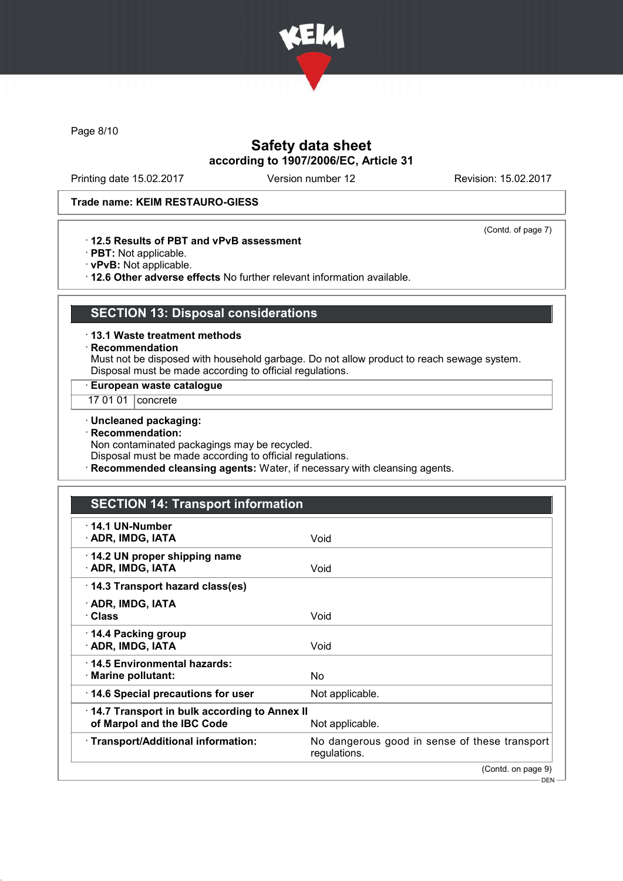**Trade name: KEIM RESTAURO-GIESS**

(Contd. of page 7)

· **12.5 Results of PBT and vPvB assessment**
· **PBT:** Not applicable.
· **vPvB:** Not applicable.
· **12.6 Other adverse effects** No further relevant information available.

## SECTION 13: Disposal considerations

· **13.1 Waste treatment methods**
· **Recommendation**
Must not be disposed with household garbage. Do not allow product to reach sewage system.
Disposal must be made according to official regulations.

| · **European waste catalogue** | |
|---|---|
| 17 01 01 | concrete |

· **Uncleaned packaging:**
· **Recommendation:**
Non contaminated packagings may be recycled.
Disposal must be made according to official regulations.
· **Recommended cleansing agents:** Water, if necessary with cleansing agents.

## SECTION 14: Transport information

| | |
|---|---|
| · **14.1 UN-Number**<br>· **ADR, IMDG, IATA** | Void |
| · **14.2 UN proper shipping name**<br>· **ADR, IMDG, IATA** | Void |
| · **14.3 Transport hazard class(es)**<br>· **ADR, IMDG, IATA**<br>· **Class** | Void |
| · **14.4 Packing group**<br>· **ADR, IMDG, IATA** | Void |
| · **14.5 Environmental hazards:**<br>· **Marine pollutant:** | No |
| · **14.6 Special precautions for user** | Not applicable. |
| · **14.7 Transport in bulk according to Annex II of Marpol and the IBC Code** | Not applicable. |
| · **Transport/Additional information:** | No dangerous good in sense of these transport regulations. |

(Contd. on page 9)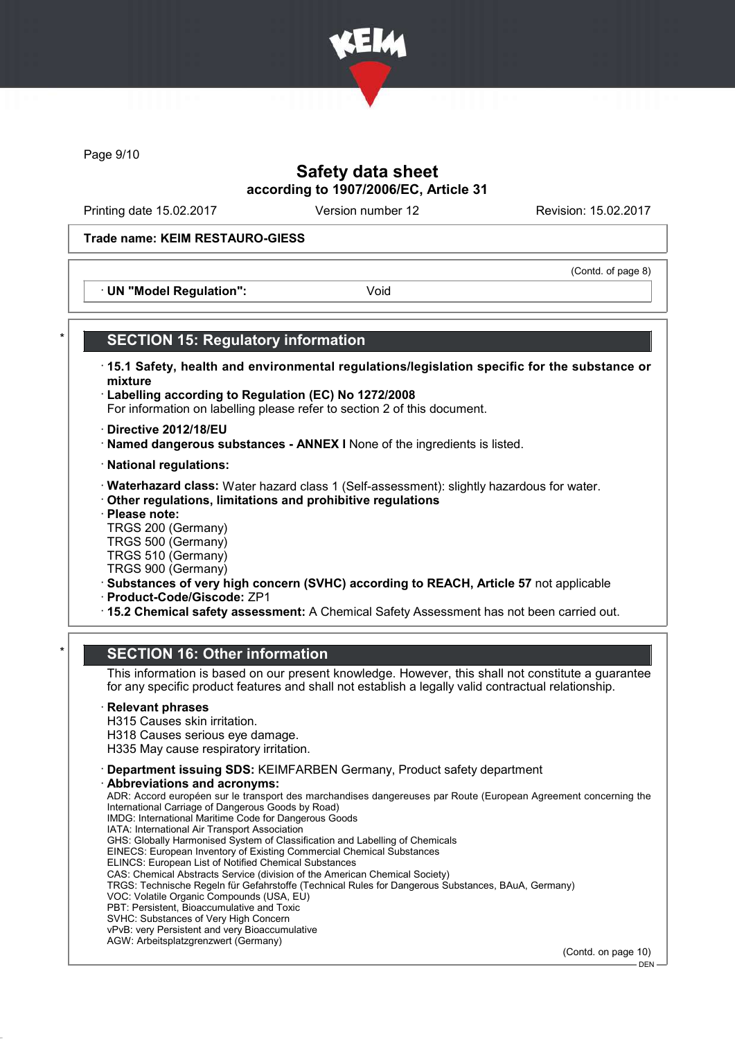**Trade name: KEIM RESTAURO-GIESS**

(Contd. of page 8)

· **UN "Model Regulation":** Void

## SECTION 15: Regulatory information

· **15.1 Safety, health and environmental regulations/legislation specific for the substance or mixture**

· **Labelling according to Regulation (EC) No 1272/2008**
For information on labelling please refer to section 2 of this document.

· **Directive 2012/18/EU**

· **Named dangerous substances - ANNEX I** None of the ingredients is listed.

· **National regulations:**

· **Waterhazard class:** Water hazard class 1 (Self-assessment): slightly hazardous for water.

· **Other regulations, limitations and prohibitive regulations**

· **Please note:**
TRGS 200 (Germany)
TRGS 500 (Germany)
TRGS 510 (Germany)
TRGS 900 (Germany)

· **Substances of very high concern (SVHC) according to REACH, Article 57** not applicable

· **Product-Code/Giscode:** ZP1

· **15.2 Chemical safety assessment:** A Chemical Safety Assessment has not been carried out.

## SECTION 16: Other information

This information is based on our present knowledge. However, this shall not constitute a guarantee for any specific product features and shall not establish a legally valid contractual relationship.

· **Relevant phrases**
H315 Causes skin irritation.
H318 Causes serious eye damage.
H335 May cause respiratory irritation.

· **Department issuing SDS:** KEIMFARBEN Germany, Product safety department

· **Abbreviations and acronyms:**
ADR: Accord européen sur le transport des marchandises dangereuses par Route (European Agreement concerning the International Carriage of Dangerous Goods by Road)
IMDG: International Maritime Code for Dangerous Goods
IATA: International Air Transport Association
GHS: Globally Harmonised System of Classification and Labelling of Chemicals
EINECS: European Inventory of Existing Commercial Chemical Substances
ELINCS: European List of Notified Chemical Substances
CAS: Chemical Abstracts Service (division of the American Chemical Society)
TRGS: Technische Regeln für Gefahrstoffe (Technical Rules for Dangerous Substances, BAuA, Germany)
VOC: Volatile Organic Compounds (USA, EU)
PBT: Persistent, Bioaccumulative and Toxic
SVHC: Substances of Very High Concern
vPvB: very Persistent and very Bioaccumulative
AGW: Arbeitsplatzgrenzwert (Germany)

(Contd. on page 10)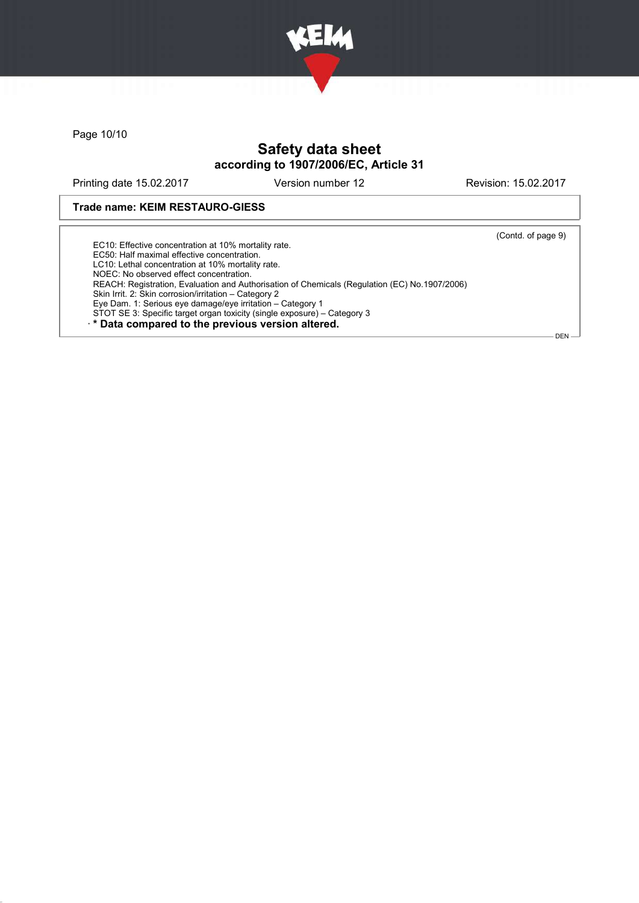# Safety data sheet
## according to 1907/2006/EC, Article 31

Printing date 15.02.2017 Version number 12 Revision: 15.02.2017

**Trade name: KEIM RESTAURO-GIESS**

(Contd. of page 9)

EC10: Effective concentration at 10% mortality rate.
EC50: Half maximal effective concentration.
LC10: Lethal concentration at 10% mortality rate.
NOEC: No observed effect concentration.
REACH: Registration, Evaluation and Authorisation of Chemicals (Regulation (EC) No.1907/2006)
Skin Irrit. 2: Skin corrosion/irritation – Category 2
Eye Dam. 1: Serious eye damage/eye irritation – Category 1
STOT SE 3: Specific target organ toxicity (single exposure) – Category 3

· **\* Data compared to the previous version altered.**

DEN